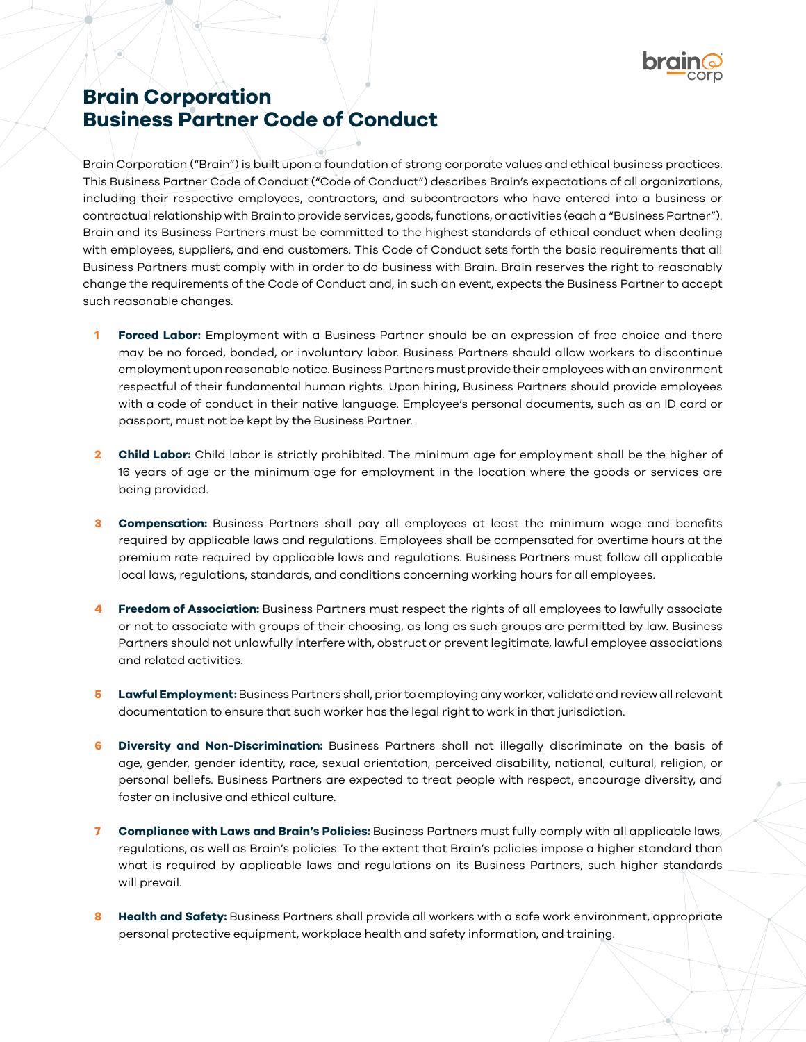# Brain Corporation Business Partner Code of Conduct

Brain Corporation ("Brain") is built upon a foundation of strong corporate values and ethical business practices. This Business Partner Code of Conduct ("Code of Conduct") describes Brain's expectations of all organizations, including their respective employees, contractors, and subcontractors who have entered into a business or contractual relationship with Brain to provide services, goods, functions, or activities (each a "Business Partner"). Brain and its Business Partners must be committed to the highest standards of ethical conduct when dealing with employees, suppliers, and end customers. This Code of Conduct sets forth the basic requirements that all Business Partners must comply with in order to do business with Brain. Brain reserves the right to reasonably change the requirements of the Code of Conduct and, in such an event, expects the Business Partner to accept such reasonable changes.

1. **Forced Labor:** Employment with a Business Partner should be an expression of free choice and there may be no forced, bonded, or involuntary labor. Business Partners should allow workers to discontinue employment upon reasonable notice. Business Partners must provide their employees with an environment respectful of their fundamental human rights. Upon hiring, Business Partners should provide employees with a code of conduct in their native language. Employee's personal documents, such as an ID card or passport, must not be kept by the Business Partner.

2. **Child Labor:** Child labor is strictly prohibited. The minimum age for employment shall be the higher of 16 years of age or the minimum age for employment in the location where the goods or services are being provided.

3. **Compensation:** Business Partners shall pay all employees at least the minimum wage and benefits required by applicable laws and regulations. Employees shall be compensated for overtime hours at the premium rate required by applicable laws and regulations. Business Partners must follow all applicable local laws, regulations, standards, and conditions concerning working hours for all employees.

4. **Freedom of Association:** Business Partners must respect the rights of all employees to lawfully associate or not to associate with groups of their choosing, as long as such groups are permitted by law. Business Partners should not unlawfully interfere with, obstruct or prevent legitimate, lawful employee associations and related activities.

5. **Lawful Employment:** Business Partners shall, prior to employing any worker, validate and review all relevant documentation to ensure that such worker has the legal right to work in that jurisdiction.

6. **Diversity and Non-Discrimination:** Business Partners shall not illegally discriminate on the basis of age, gender, gender identity, race, sexual orientation, perceived disability, national, cultural, religion, or personal beliefs. Business Partners are expected to treat people with respect, encourage diversity, and foster an inclusive and ethical culture.

7. **Compliance with Laws and Brain's Policies:** Business Partners must fully comply with all applicable laws, regulations, as well as Brain's policies. To the extent that Brain's policies impose a higher standard than what is required by applicable laws and regulations on its Business Partners, such higher standards will prevail.

8. **Health and Safety:** Business Partners shall provide all workers with a safe work environment, appropriate personal protective equipment, workplace health and safety information, and training.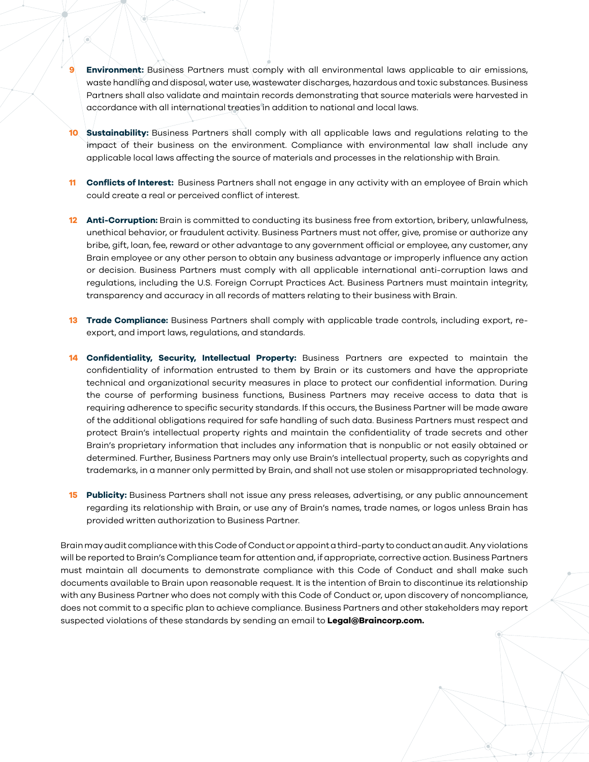9. **Environment:** Business Partners must comply with all environmental laws applicable to air emissions, waste handling and disposal, water use, wastewater discharges, hazardous and toxic substances. Business Partners shall also validate and maintain records demonstrating that source materials were harvested in accordance with all international treaties in addition to national and local laws.

10. **Sustainability:** Business Partners shall comply with all applicable laws and regulations relating to the impact of their business on the environment. Compliance with environmental law shall include any applicable local laws affecting the source of materials and processes in the relationship with Brain.

11. **Conflicts of Interest:** Business Partners shall not engage in any activity with an employee of Brain which could create a real or perceived conflict of interest.

12. **Anti-Corruption:** Brain is committed to conducting its business free from extortion, bribery, unlawfulness, unethical behavior, or fraudulent activity. Business Partners must not offer, give, promise or authorize any bribe, gift, loan, fee, reward or other advantage to any government official or employee, any customer, any Brain employee or any other person to obtain any business advantage or improperly influence any action or decision. Business Partners must comply with all applicable international anti-corruption laws and regulations, including the U.S. Foreign Corrupt Practices Act. Business Partners must maintain integrity, transparency and accuracy in all records of matters relating to their business with Brain.

13. **Trade Compliance:** Business Partners shall comply with applicable trade controls, including export, re-export, and import laws, regulations, and standards.

14. **Confidentiality, Security, Intellectual Property:** Business Partners are expected to maintain the confidentiality of information entrusted to them by Brain or its customers and have the appropriate technical and organizational security measures in place to protect our confidential information. During the course of performing business functions, Business Partners may receive access to data that is requiring adherence to specific security standards. If this occurs, the Business Partner will be made aware of the additional obligations required for safe handling of such data. Business Partners must respect and protect Brain's intellectual property rights and maintain the confidentiality of trade secrets and other Brain's proprietary information that includes any information that is nonpublic or not easily obtained or determined. Further, Business Partners may only use Brain's intellectual property, such as copyrights and trademarks, in a manner only permitted by Brain, and shall not use stolen or misappropriated technology.

15. **Publicity:** Business Partners shall not issue any press releases, advertising, or any public announcement regarding its relationship with Brain, or use any of Brain's names, trade names, or logos unless Brain has provided written authorization to Business Partner.

Brain may audit compliance with this Code of Conduct or appoint a third-party to conduct an audit. Any violations will be reported to Brain's Compliance team for attention and, if appropriate, corrective action. Business Partners must maintain all documents to demonstrate compliance with this Code of Conduct and shall make such documents available to Brain upon reasonable request. It is the intention of Brain to discontinue its relationship with any Business Partner who does not comply with this Code of Conduct or, upon discovery of noncompliance, does not commit to a specific plan to achieve compliance. Business Partners and other stakeholders may report suspected violations of these standards by sending an email to **Legal@Braincorp.com.**